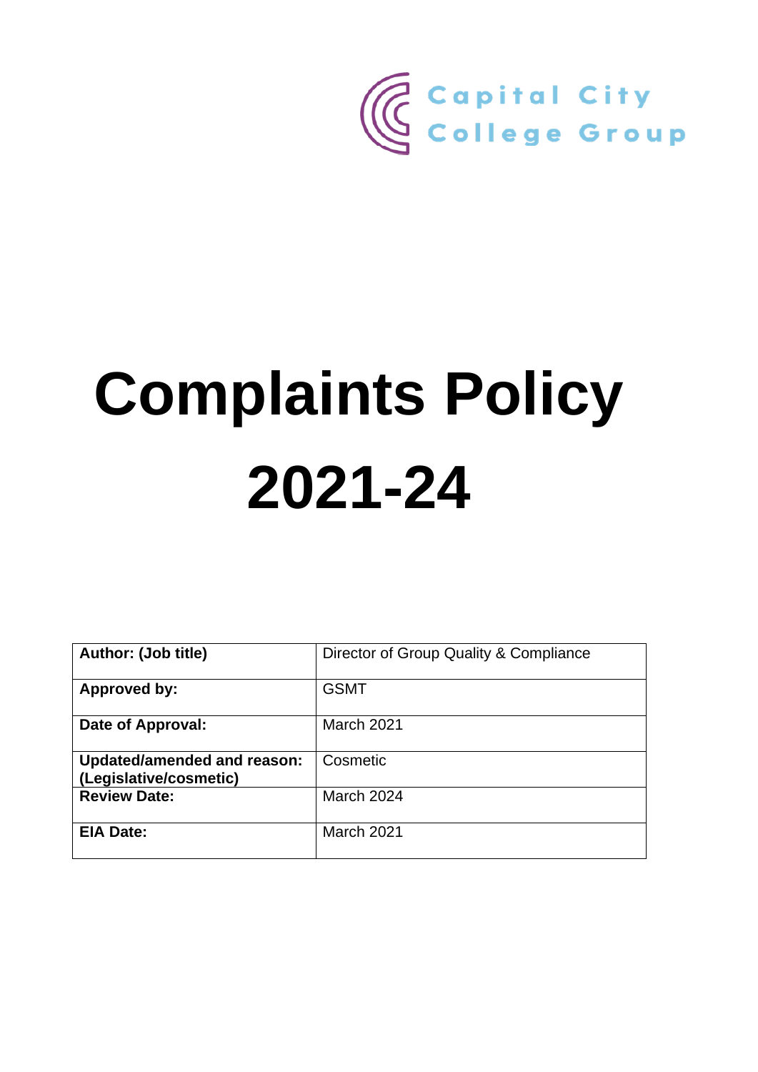Capital City College Group

# Complaints Policy 2021-24

| Author: (Job title) | Director of Group Quality & Compliance |
|---|---|
| **Approved by:** | GSMT |
| **Date of Approval:** | March 2021 |
| **Updated/amended and reason: (Legislative/cosmetic)** | Cosmetic |
| **Review Date:** | March 2024 |
| **EIA Date:** | March 2021 |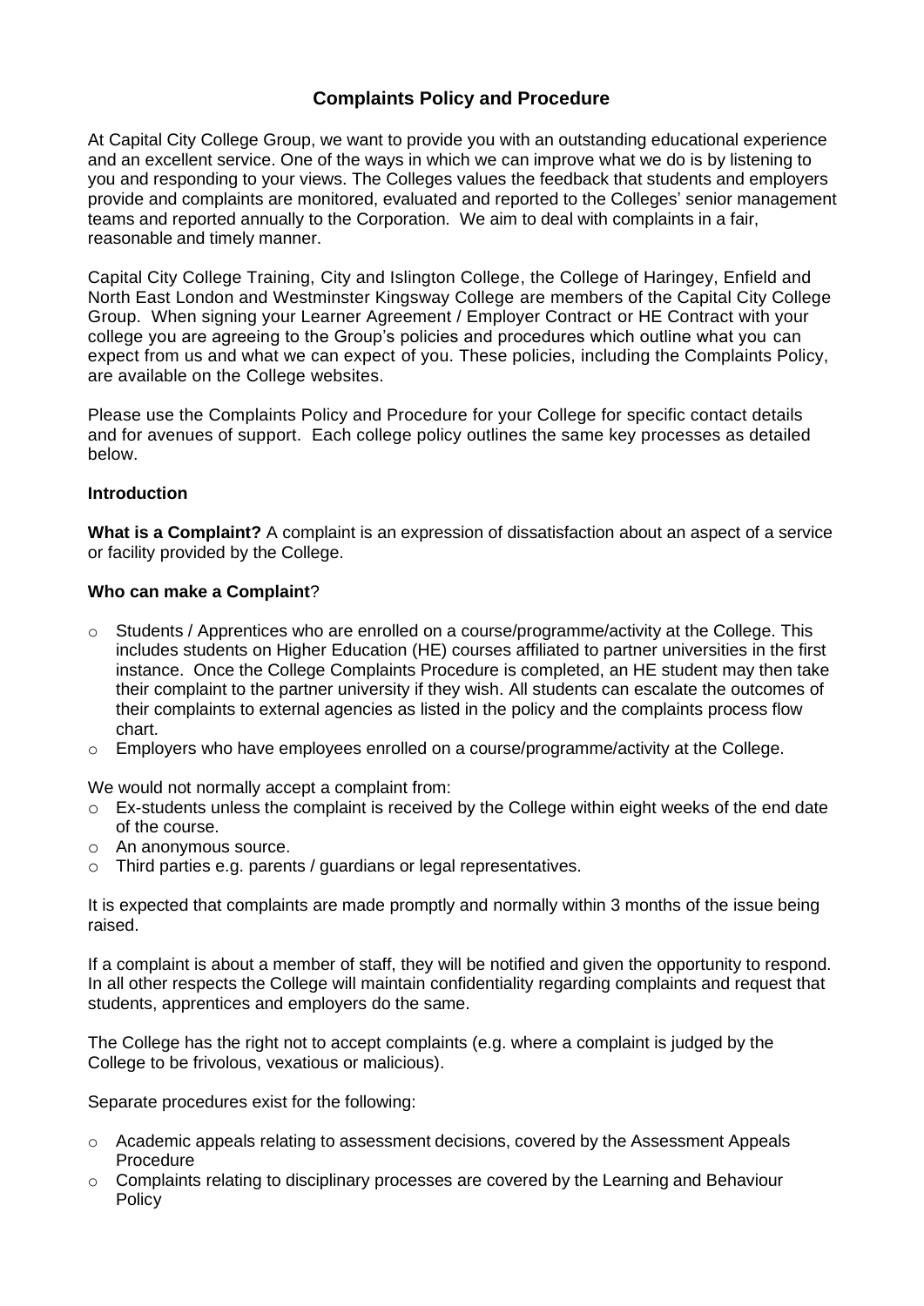## Complaints Policy and Procedure

At Capital City College Group, we want to provide you with an outstanding educational experience and an excellent service. One of the ways in which we can improve what we do is by listening to you and responding to your views. The Colleges values the feedback that students and employers provide and complaints are monitored, evaluated and reported to the Colleges' senior management teams and reported annually to the Corporation. We aim to deal with complaints in a fair, reasonable and timely manner.

Capital City College Training, City and Islington College, the College of Haringey, Enfield and North East London and Westminster Kingsway College are members of the Capital City College Group. When signing your Learner Agreement / Employer Contract or HE Contract with your college you are agreeing to the Group's policies and procedures which outline what you can expect from us and what we can expect of you. These policies, including the Complaints Policy, are available on the College websites.

Please use the Complaints Policy and Procedure for your College for specific contact details and for avenues of support. Each college policy outlines the same key processes as detailed below.

### Introduction

**What is a Complaint?** A complaint is an expression of dissatisfaction about an aspect of a service or facility provided by the College.

**Who can make a Complaint**?

- Students / Apprentices who are enrolled on a course/programme/activity at the College. This includes students on Higher Education (HE) courses affiliated to partner universities in the first instance. Once the College Complaints Procedure is completed, an HE student may then take their complaint to the partner university if they wish. All students can escalate the outcomes of their complaints to external agencies as listed in the policy and the complaints process flow chart.
- Employers who have employees enrolled on a course/programme/activity at the College.

We would not normally accept a complaint from:

- Ex-students unless the complaint is received by the College within eight weeks of the end date of the course.
- An anonymous source.
- Third parties e.g. parents / guardians or legal representatives.

It is expected that complaints are made promptly and normally within 3 months of the issue being raised.

If a complaint is about a member of staff, they will be notified and given the opportunity to respond. In all other respects the College will maintain confidentiality regarding complaints and request that students, apprentices and employers do the same.

The College has the right not to accept complaints (e.g. where a complaint is judged by the College to be frivolous, vexatious or malicious).

Separate procedures exist for the following:

- Academic appeals relating to assessment decisions, covered by the Assessment Appeals Procedure
- Complaints relating to disciplinary processes are covered by the Learning and Behaviour Policy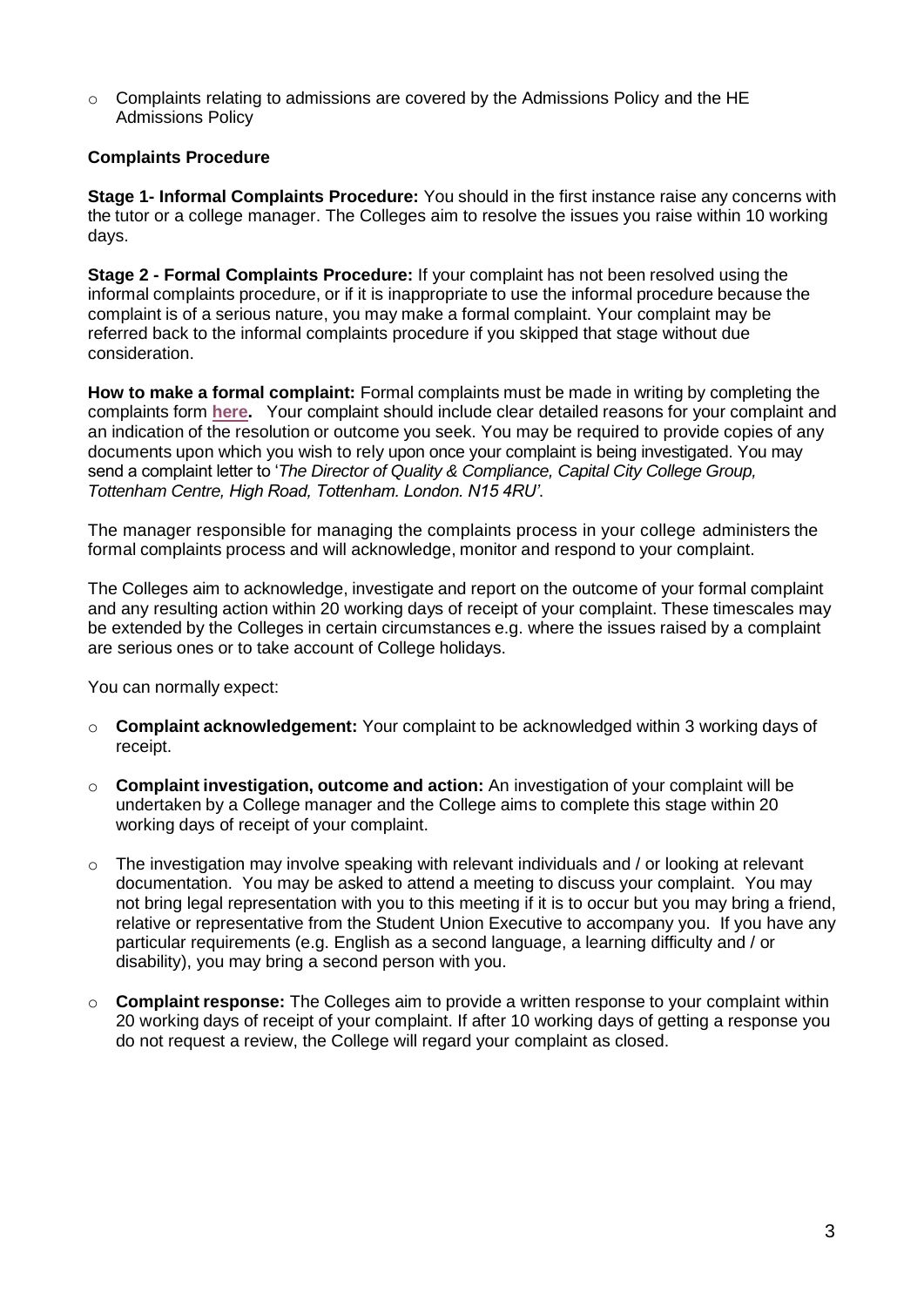- Complaints relating to admissions are covered by the Admissions Policy and the HE Admissions Policy

**Complaints Procedure**

**Stage 1- Informal Complaints Procedure:** You should in the first instance raise any concerns with the tutor or a college manager. The Colleges aim to resolve the issues you raise within 10 working days.

**Stage 2 - Formal Complaints Procedure:** If your complaint has not been resolved using the informal complaints procedure, or if it is inappropriate to use the informal procedure because the complaint is of a serious nature, you may make a formal complaint. Your complaint may be referred back to the informal complaints procedure if you skipped that stage without due consideration.

**How to make a formal complaint:** Formal complaints must be made in writing by completing the complaints form **here.** Your complaint should include clear detailed reasons for your complaint and an indication of the resolution or outcome you seek. You may be required to provide copies of any documents upon which you wish to rely upon once your complaint is being investigated. You may send a complaint letter to '*The Director of Quality & Compliance, Capital City College Group, Tottenham Centre, High Road, Tottenham. London. N15 4RU*'.

The manager responsible for managing the complaints process in your college administers the formal complaints process and will acknowledge, monitor and respond to your complaint.

The Colleges aim to acknowledge, investigate and report on the outcome of your formal complaint and any resulting action within 20 working days of receipt of your complaint. These timescales may be extended by the Colleges in certain circumstances e.g. where the issues raised by a complaint are serious ones or to take account of College holidays.

You can normally expect:

- **Complaint acknowledgement:** Your complaint to be acknowledged within 3 working days of receipt.
- **Complaint investigation, outcome and action:** An investigation of your complaint will be undertaken by a College manager and the College aims to complete this stage within 20 working days of receipt of your complaint.
- The investigation may involve speaking with relevant individuals and / or looking at relevant documentation. You may be asked to attend a meeting to discuss your complaint. You may not bring legal representation with you to this meeting if it is to occur but you may bring a friend, relative or representative from the Student Union Executive to accompany you. If you have any particular requirements (e.g. English as a second language, a learning difficulty and / or disability), you may bring a second person with you.
- **Complaint response:** The Colleges aim to provide a written response to your complaint within 20 working days of receipt of your complaint. If after 10 working days of getting a response you do not request a review, the College will regard your complaint as closed.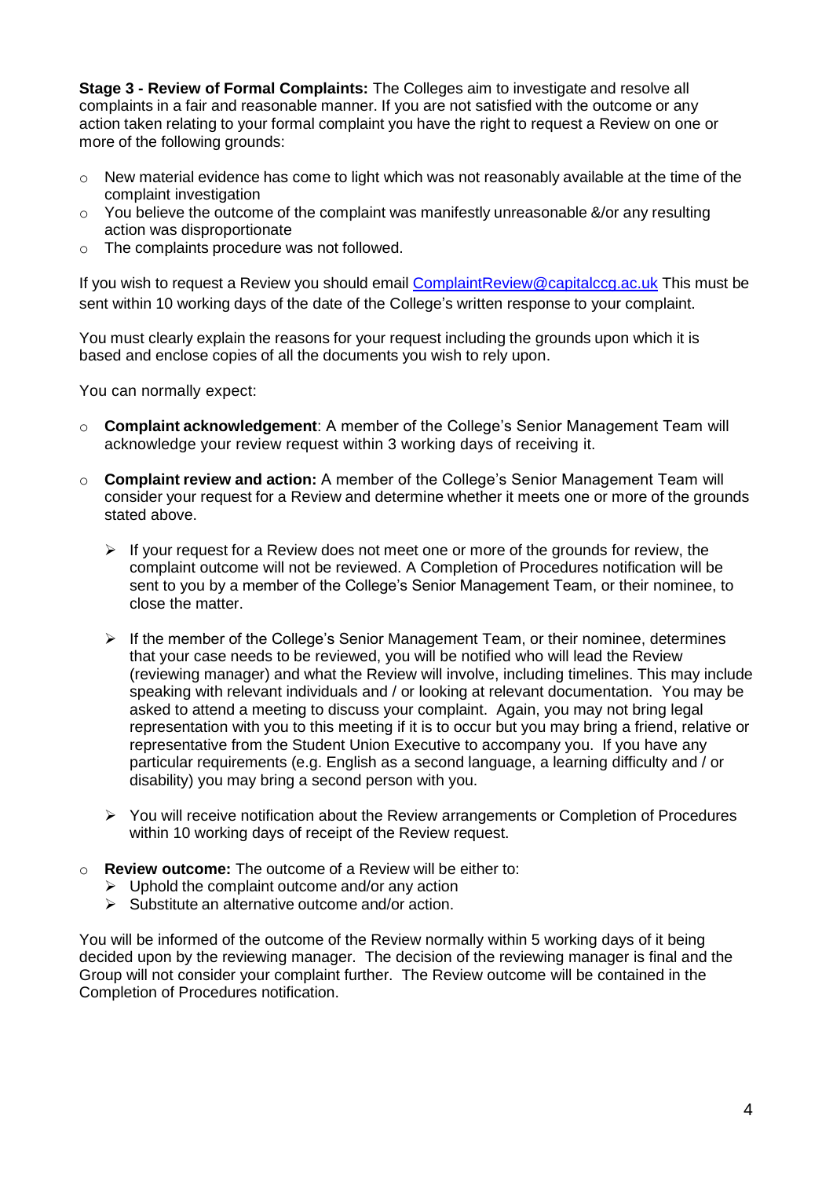**Stage 3 - Review of Formal Complaints:** The Colleges aim to investigate and resolve all complaints in a fair and reasonable manner. If you are not satisfied with the outcome or any action taken relating to your formal complaint you have the right to request a Review on one or more of the following grounds:

- New material evidence has come to light which was not reasonably available at the time of the complaint investigation
- You believe the outcome of the complaint was manifestly unreasonable &/or any resulting action was disproportionate
- The complaints procedure was not followed.

If you wish to request a Review you should email ComplaintReview@capitalccg.ac.uk This must be sent within 10 working days of the date of the College's written response to your complaint.

You must clearly explain the reasons for your request including the grounds upon which it is based and enclose copies of all the documents you wish to rely upon.

You can normally expect:

- **Complaint acknowledgement**: A member of the College's Senior Management Team will acknowledge your review request within 3 working days of receiving it.
- **Complaint review and action:** A member of the College's Senior Management Team will consider your request for a Review and determine whether it meets one or more of the grounds stated above.
  - If your request for a Review does not meet one or more of the grounds for review, the complaint outcome will not be reviewed. A Completion of Procedures notification will be sent to you by a member of the College's Senior Management Team, or their nominee, to close the matter.
  - If the member of the College's Senior Management Team, or their nominee, determines that your case needs to be reviewed, you will be notified who will lead the Review (reviewing manager) and what the Review will involve, including timelines. This may include speaking with relevant individuals and / or looking at relevant documentation. You may be asked to attend a meeting to discuss your complaint. Again, you may not bring legal representation with you to this meeting if it is to occur but you may bring a friend, relative or representative from the Student Union Executive to accompany you. If you have any particular requirements (e.g. English as a second language, a learning difficulty and / or disability) you may bring a second person with you.
  - You will receive notification about the Review arrangements or Completion of Procedures within 10 working days of receipt of the Review request.
- **Review outcome:** The outcome of a Review will be either to:
  - Uphold the complaint outcome and/or any action
  - Substitute an alternative outcome and/or action.

You will be informed of the outcome of the Review normally within 5 working days of it being decided upon by the reviewing manager. The decision of the reviewing manager is final and the Group will not consider your complaint further. The Review outcome will be contained in the Completion of Procedures notification.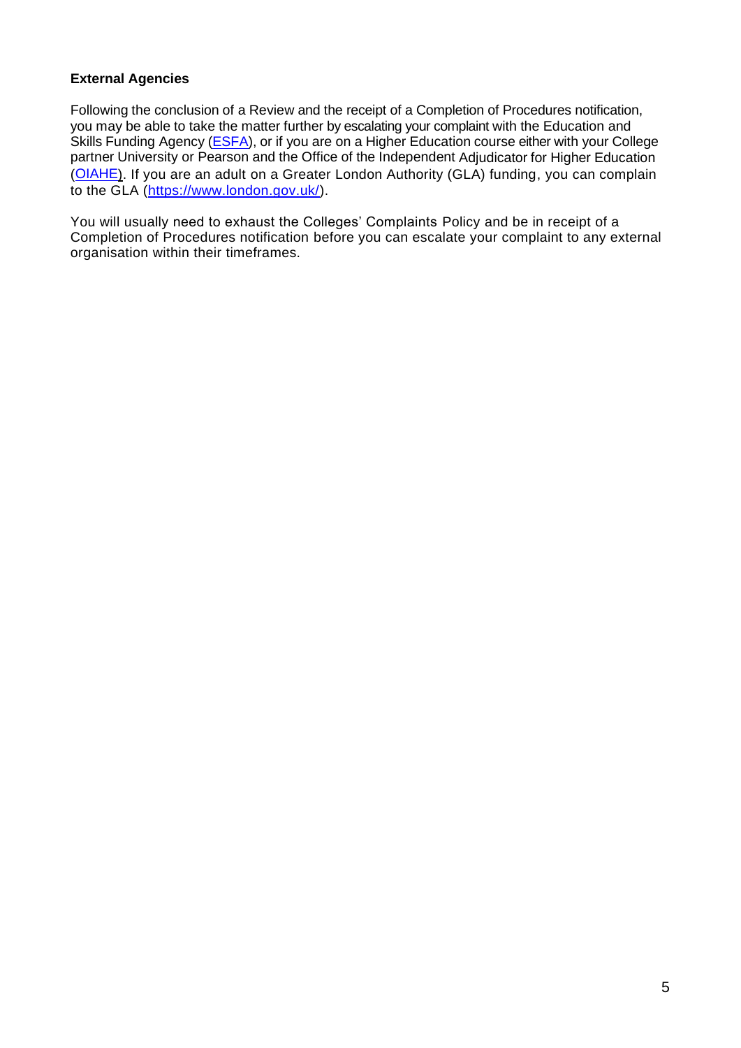**External Agencies**

Following the conclusion of a Review and the receipt of a Completion of Procedures notification, you may be able to take the matter further by escalating your complaint with the Education and Skills Funding Agency (ESFA), or if you are on a Higher Education course either with your College partner University or Pearson and the Office of the Independent Adjudicator for Higher Education (OIAHE). If you are an adult on a Greater London Authority (GLA) funding, you can complain to the GLA (https://www.london.gov.uk/).

You will usually need to exhaust the Colleges' Complaints Policy and be in receipt of a Completion of Procedures notification before you can escalate your complaint to any external organisation within their timeframes.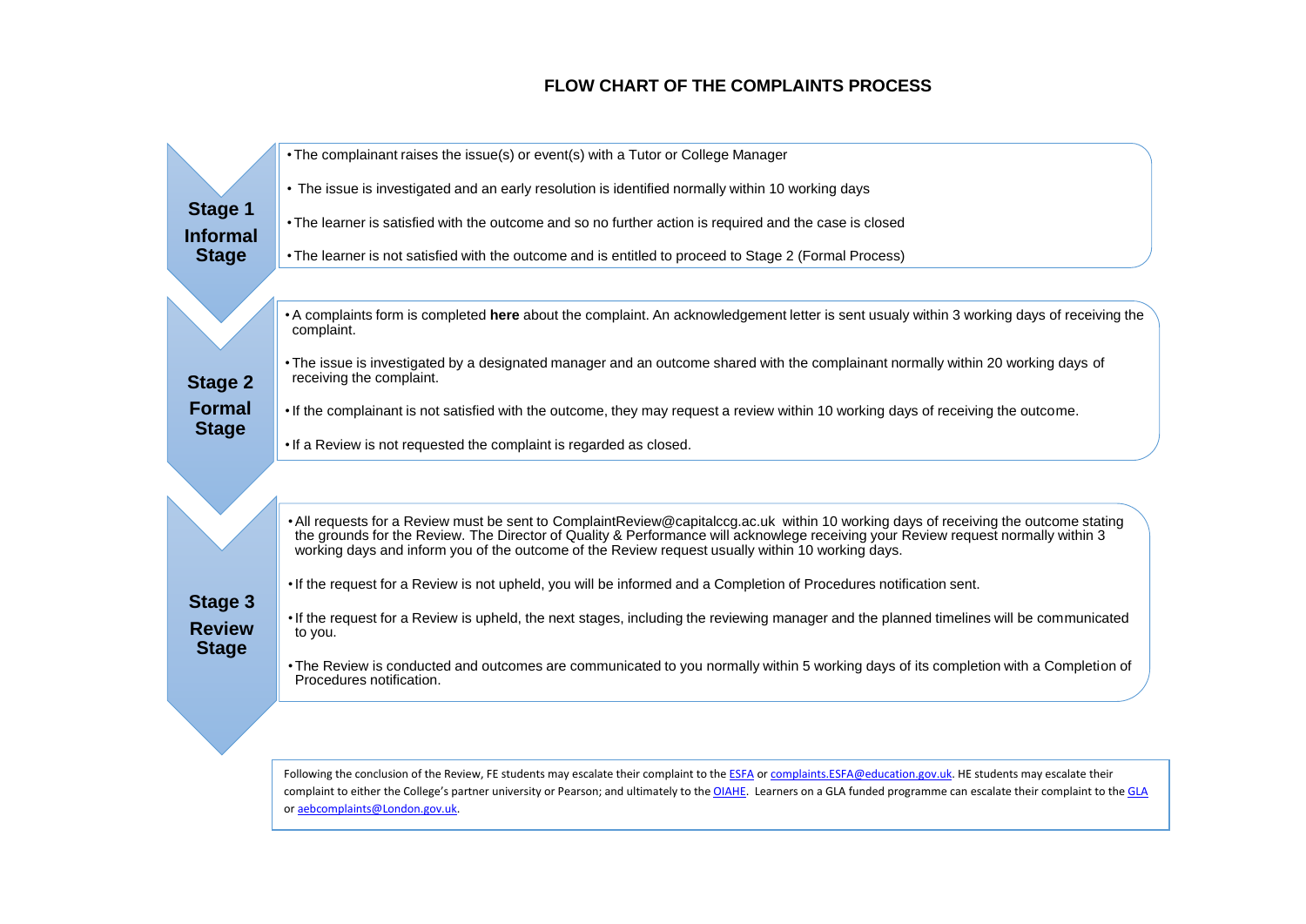# FLOW CHART OF THE COMPLAINTS PROCESS

## Stage 1 Informal Stage

- The complainant raises the issue(s) or event(s) with a Tutor or College Manager
- The issue is investigated and an early resolution is identified normally within 10 working days
- The learner is satisfied with the outcome and so no further action is required and the case is closed
- The learner is not satisfied with the outcome and is entitled to proceed to Stage 2 (Formal Process)

## Stage 2 Formal Stage

- A complaints form is completed **here** about the complaint. An acknowledgement letter is sent usualy within 3 working days of receiving the complaint.
- The issue is investigated by a designated manager and an outcome shared with the complainant normally within 20 working days of receiving the complaint.
- If the complainant is not satisfied with the outcome, they may request a review within 10 working days of receiving the outcome.
- If a Review is not requested the complaint is regarded as closed.

## Stage 3 Review Stage

- All requests for a Review must be sent to ComplaintReview@capitalccg.ac.uk within 10 working days of receiving the outcome stating the grounds for the Review. The Director of Quality & Performance will acknowlege receiving your Review request normally within 3 working days and inform you of the outcome of the Review request usually within 10 working days.
- If the request for a Review is not upheld, you will be informed and a Completion of Procedures notification sent.
- If the request for a Review is upheld, the next stages, including the reviewing manager and the planned timelines will be communicated to you.
- The Review is conducted and outcomes are communicated to you normally within 5 working days of its completion with a Completion of Procedures notification.

Following the conclusion of the Review, FE students may escalate their complaint to the ESFA or complaints.ESFA@education.gov.uk. HE students may escalate their complaint to either the College's partner university or Pearson; and ultimately to the OIAHE. Learners on a GLA funded programme can escalate their complaint to the GLA or aebcomplaints@London.gov.uk.